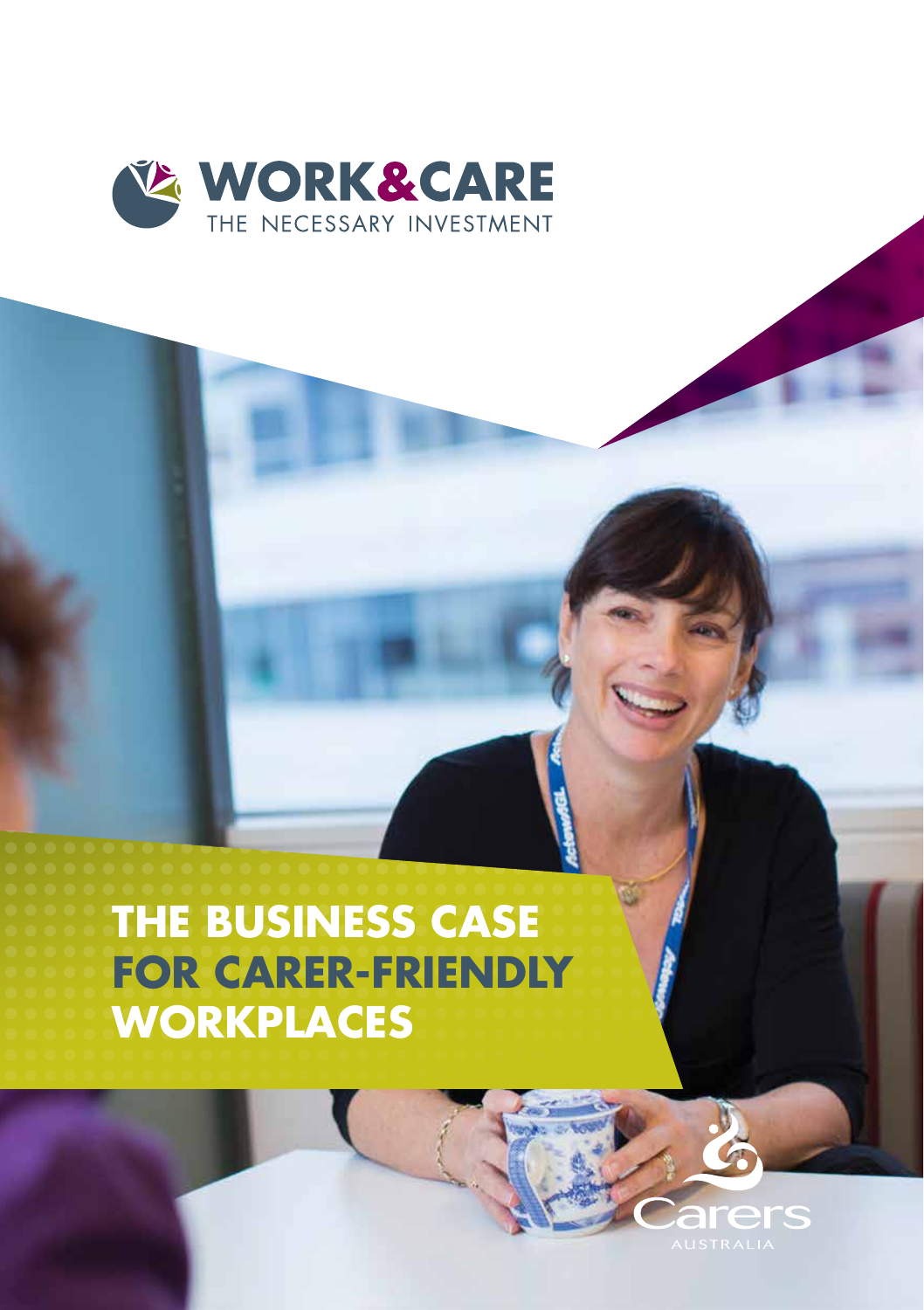WORK&CARE

THE NECESSARY INVESTMENT

# THE BUSINESS CASE FOR CARER-FRIENDLY WORKPLACES

Carers

AUSTRALIA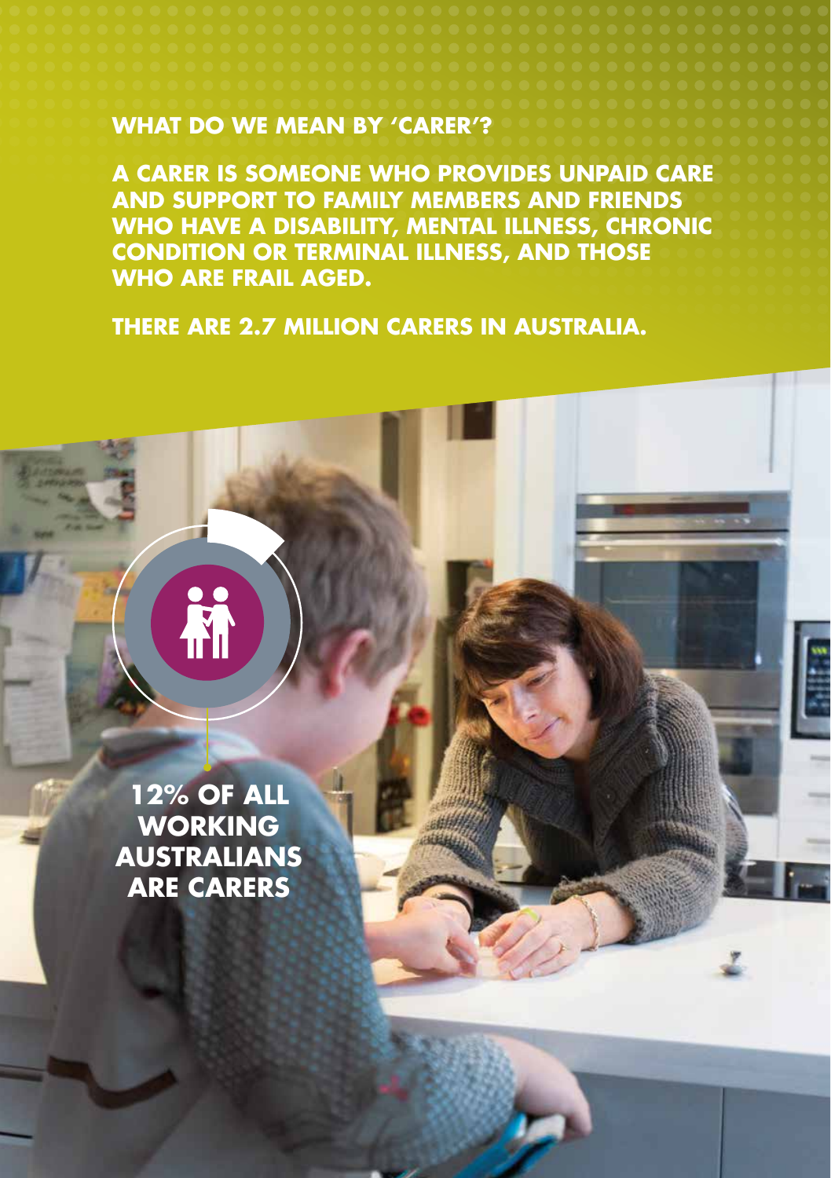## WHAT DO WE MEAN BY 'CARER'?

**A CARER IS SOMEONE WHO PROVIDES UNPAID CARE AND SUPPORT TO FAMILY MEMBERS AND FRIENDS WHO HAVE A DISABILITY, MENTAL ILLNESS, CHRONIC CONDITION OR TERMINAL ILLNESS, AND THOSE WHO ARE FRAIL AGED.**

**THERE ARE 2.7 MILLION CARERS IN AUSTRALIA.**

**12% OF ALL WORKING AUSTRALIANS ARE CARERS**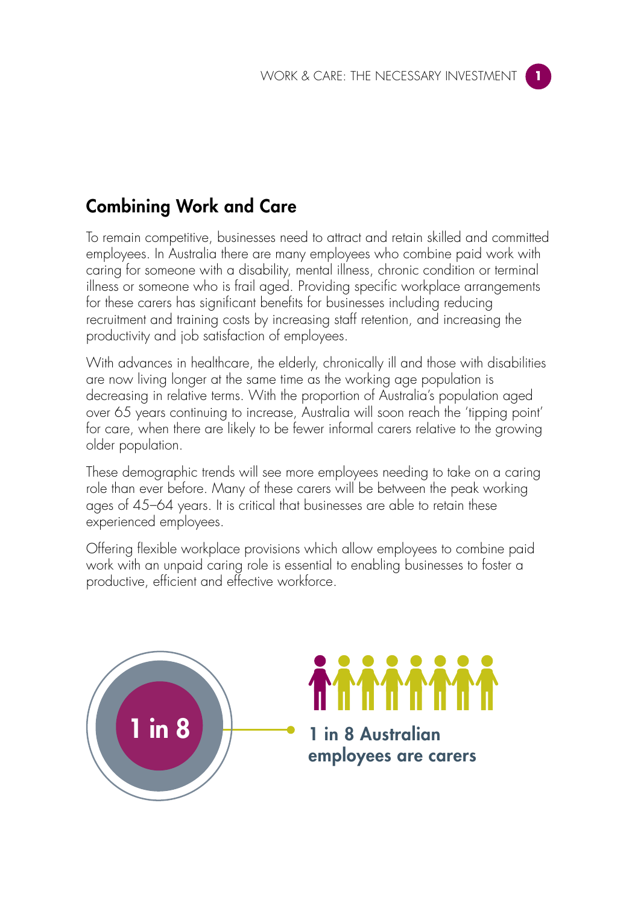## Combining Work and Care

To remain competitive, businesses need to attract and retain skilled and committed employees. In Australia there are many employees who combine paid work with caring for someone with a disability, mental illness, chronic condition or terminal illness or someone who is frail aged. Providing specific workplace arrangements for these carers has significant benefits for businesses including reducing recruitment and training costs by increasing staff retention, and increasing the productivity and job satisfaction of employees.

With advances in healthcare, the elderly, chronically ill and those with disabilities are now living longer at the same time as the working age population is decreasing in relative terms. With the proportion of Australia's population aged over 65 years continuing to increase, Australia will soon reach the 'tipping point' for care, when there are likely to be fewer informal carers relative to the growing older population.

These demographic trends will see more employees needing to take on a caring role than ever before. Many of these carers will be between the peak working ages of 45–64 years. It is critical that businesses are able to retain these experienced employees.

Offering flexible workplace provisions which allow employees to combine paid work with an unpaid caring role is essential to enabling businesses to foster a productive, efficient and effective workforce.

**1 in 8**

**1 in 8 Australian employees are carers**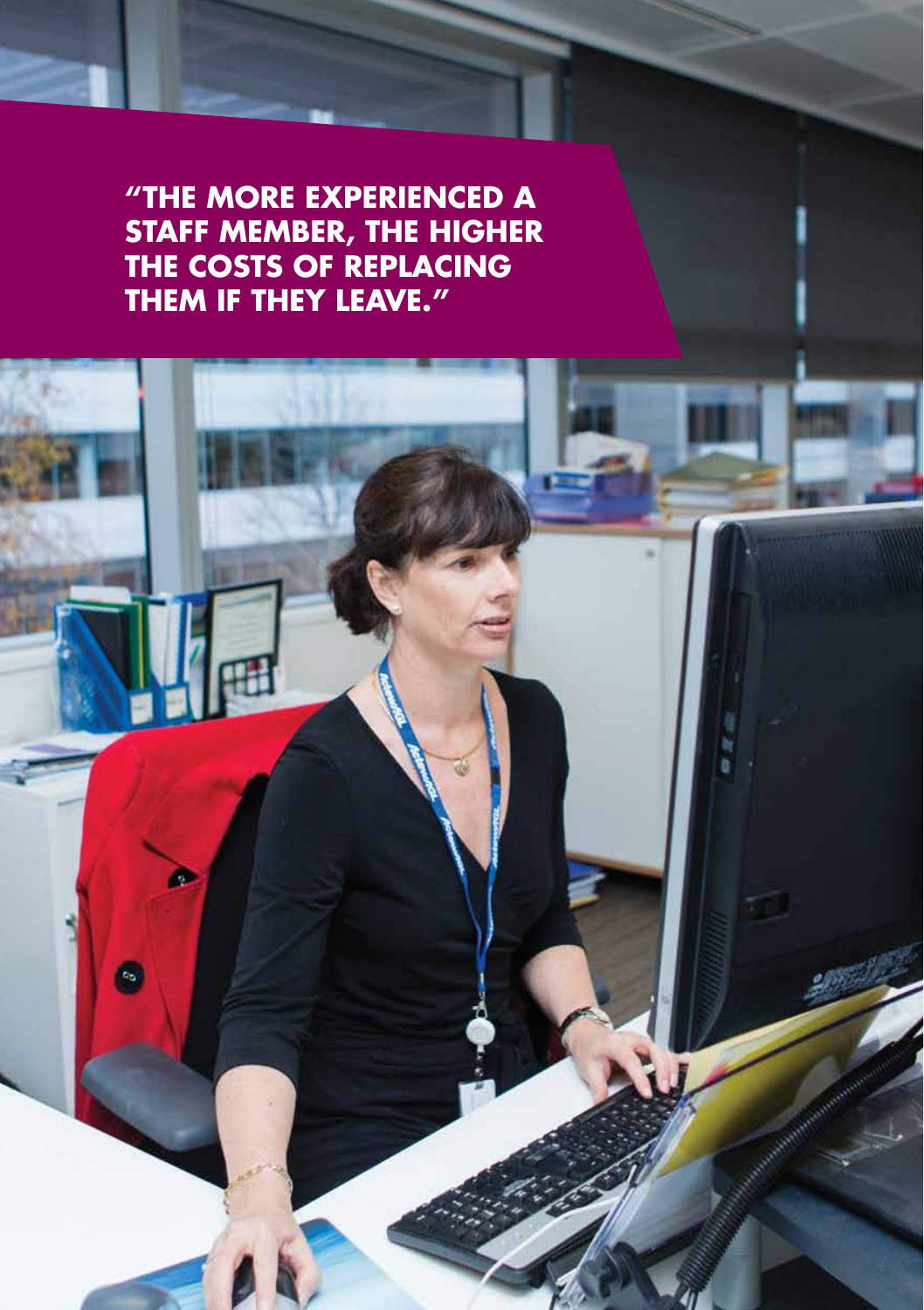**"THE MORE EXPERIENCED A STAFF MEMBER, THE HIGHER THE COSTS OF REPLACING THEM IF THEY LEAVE."**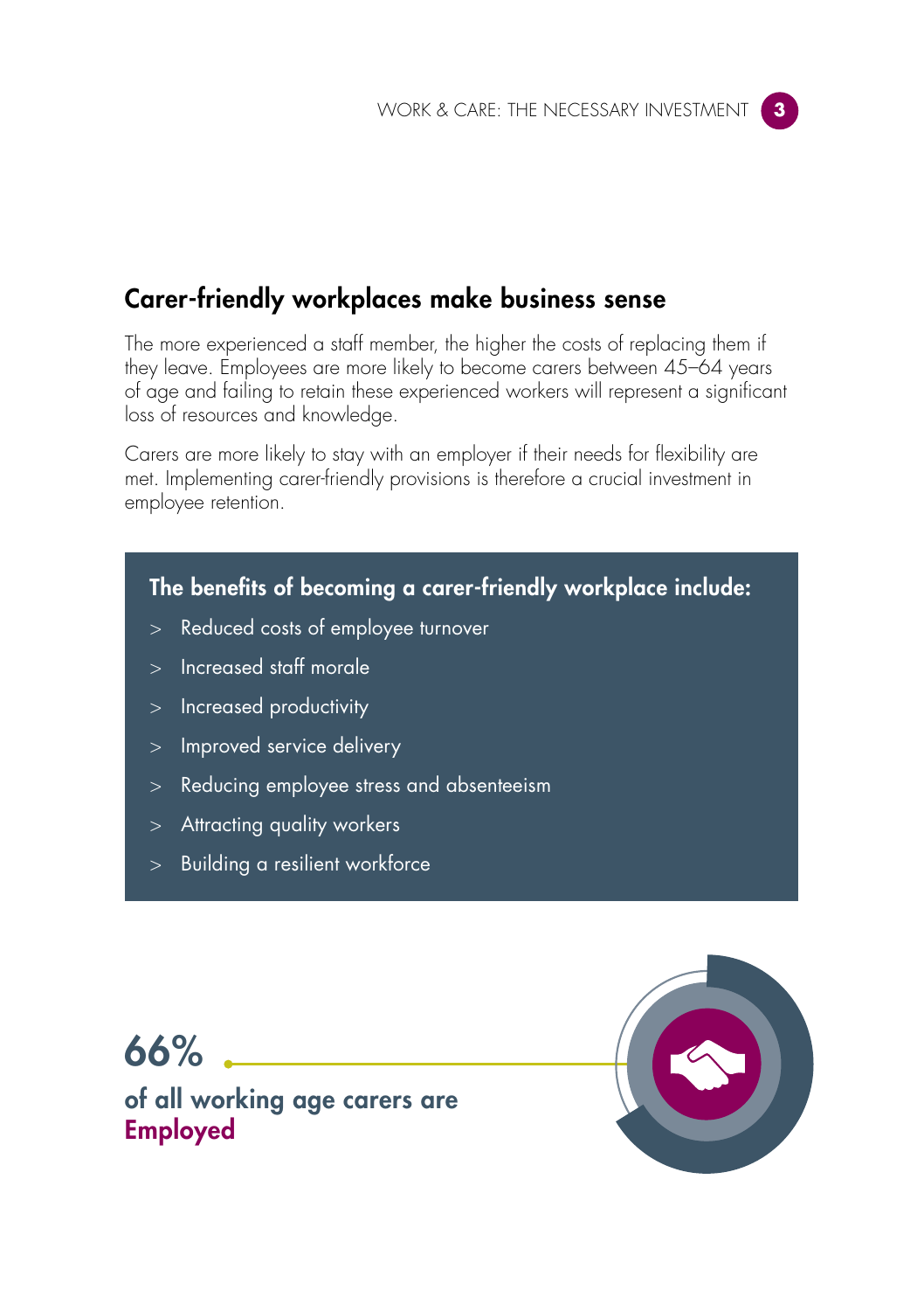## Carer-friendly workplaces make business sense

The more experienced a staff member, the higher the costs of replacing them if they leave. Employees are more likely to become carers between 45–64 years of age and failing to retain these experienced workers will represent a significant loss of resources and knowledge.

Carers are more likely to stay with an employer if their needs for flexibility are met. Implementing carer-friendly provisions is therefore a crucial investment in employee retention.

### The benefits of becoming a carer-friendly workplace include:

- Reduced costs of employee turnover
- Increased staff morale
- Increased productivity
- Improved service delivery
- Reducing employee stress and absenteeism
- Attracting quality workers
- Building a resilient workforce

**66%**

**of all working age carers are Employed**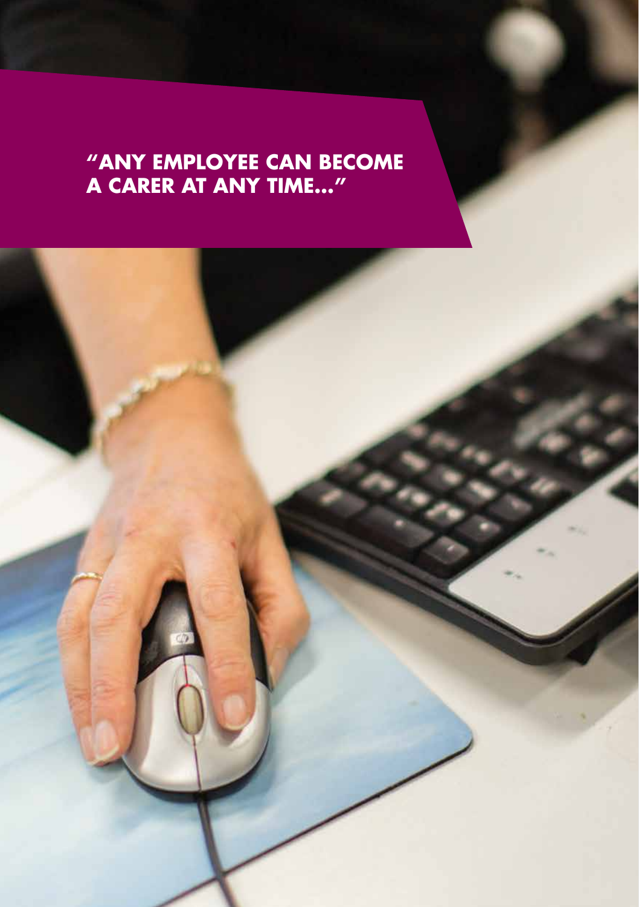**"ANY EMPLOYEE CAN BECOME A CARER AT ANY TIME..."**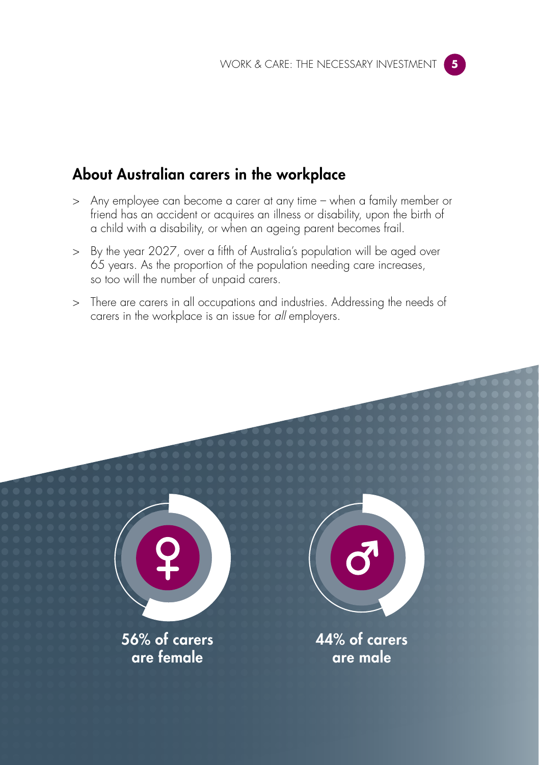## About Australian carers in the workplace

> Any employee can become a carer at any time – when a family member or friend has an accident or acquires an illness or disability, upon the birth of a child with a disability, or when an ageing parent becomes frail.

> By the year 2027, over a fifth of Australia's population will be aged over 65 years. As the proportion of the population needing care increases, so too will the number of unpaid carers.

> There are carers in all occupations and industries. Addressing the needs of carers in the workplace is an issue for *all* employers.

**56% of carers are female**

**44% of carers are male**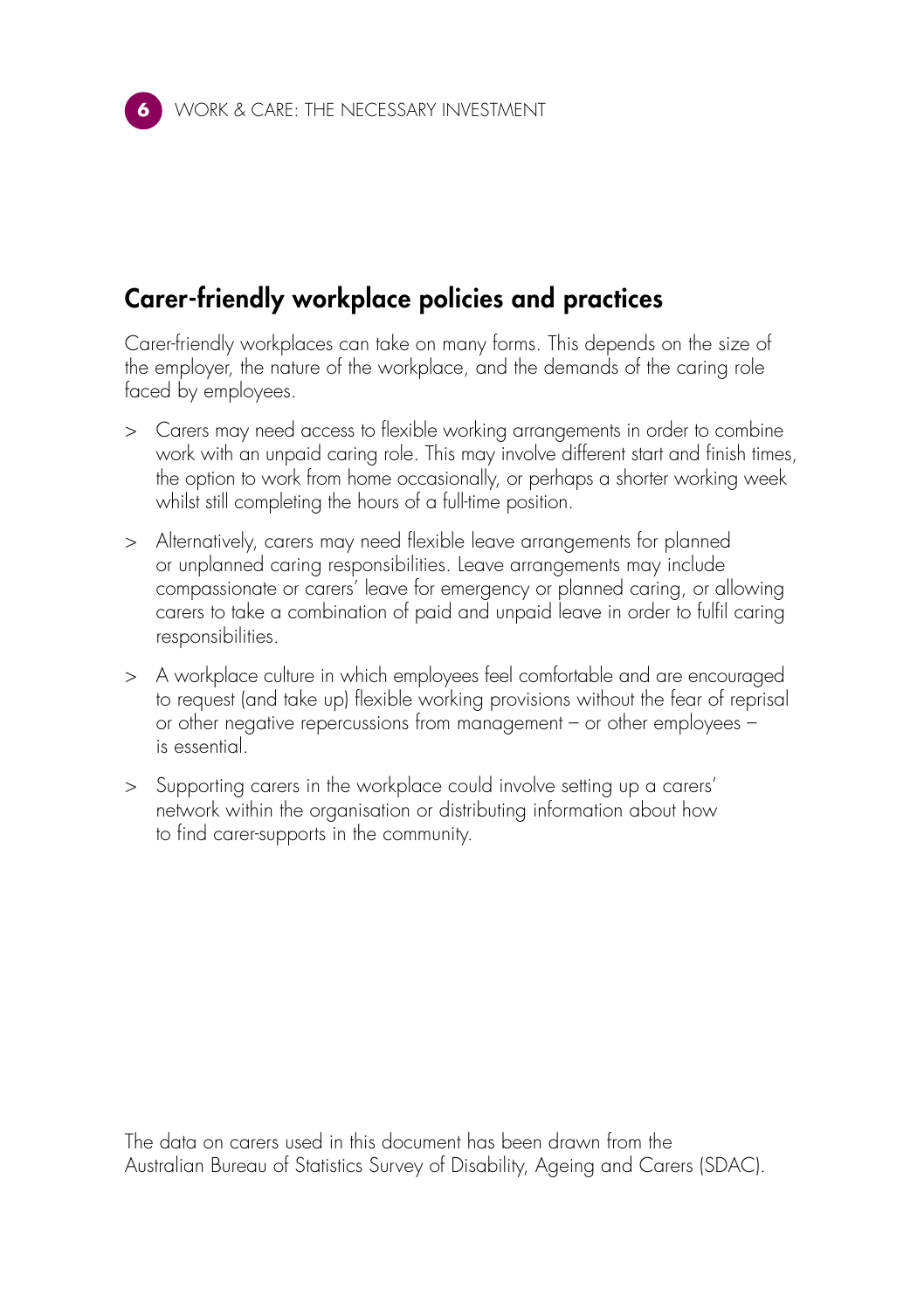## Carer-friendly workplace policies and practices

Carer-friendly workplaces can take on many forms. This depends on the size of the employer, the nature of the workplace, and the demands of the caring role faced by employees.

- Carers may need access to flexible working arrangements in order to combine work with an unpaid caring role. This may involve different start and finish times, the option to work from home occasionally, or perhaps a shorter working week whilst still completing the hours of a full-time position.
- Alternatively, carers may need flexible leave arrangements for planned or unplanned caring responsibilities. Leave arrangements may include compassionate or carers' leave for emergency or planned caring, or allowing carers to take a combination of paid and unpaid leave in order to fulfil caring responsibilities.
- A workplace culture in which employees feel comfortable and are encouraged to request (and take up) flexible working provisions without the fear of reprisal or other negative repercussions from management – or other employees – is essential.
- Supporting carers in the workplace could involve setting up a carers' network within the organisation or distributing information about how to find carer-supports in the community.

The data on carers used in this document has been drawn from the Australian Bureau of Statistics Survey of Disability, Ageing and Carers (SDAC).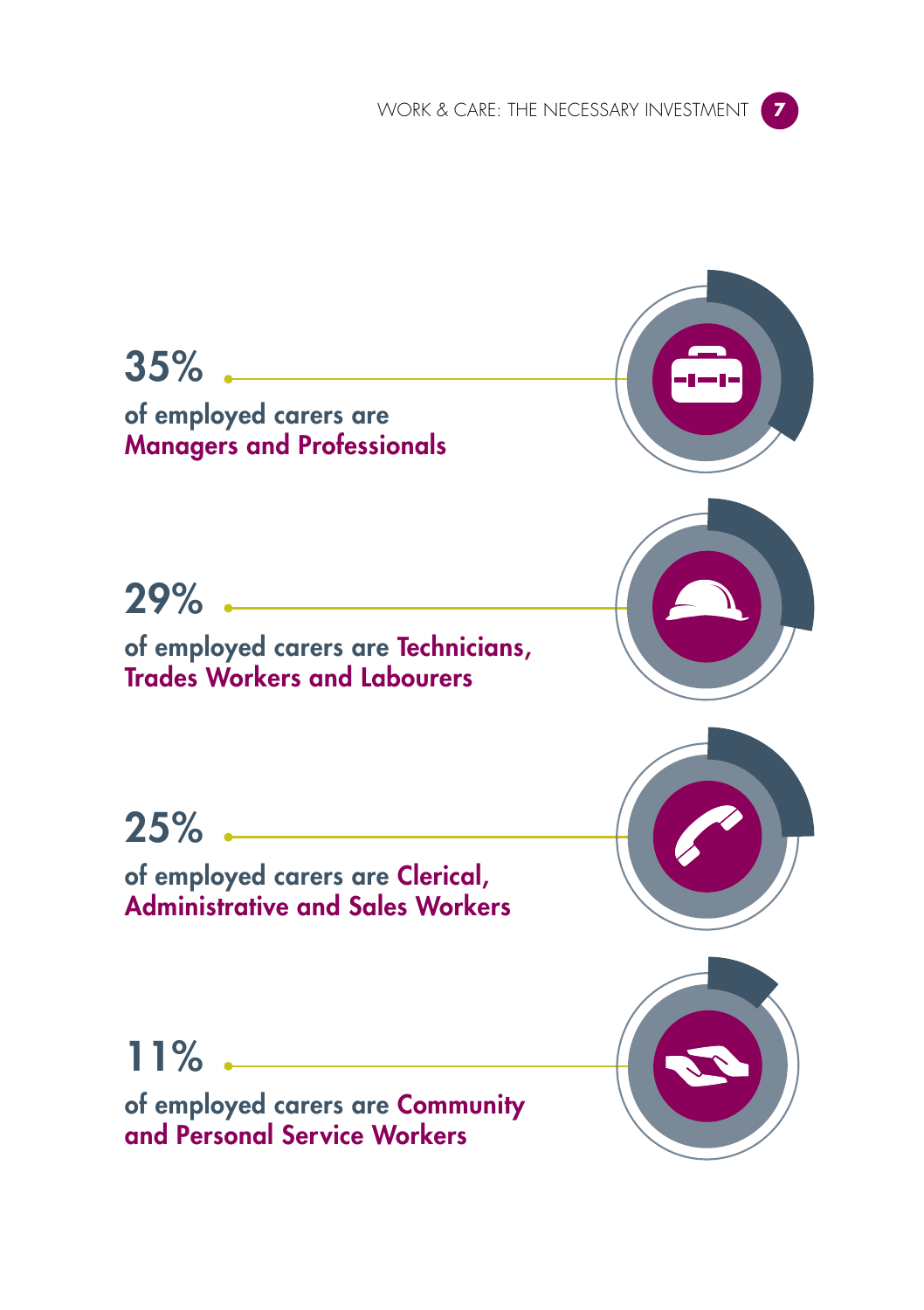**35%**

of employed carers are **Managers and Professionals**

**29%**

of employed carers are **Technicians, Trades Workers and Labourers**

**25%**

of employed carers are **Clerical, Administrative and Sales Workers**

**11%**

of employed carers are **Community and Personal Service Workers**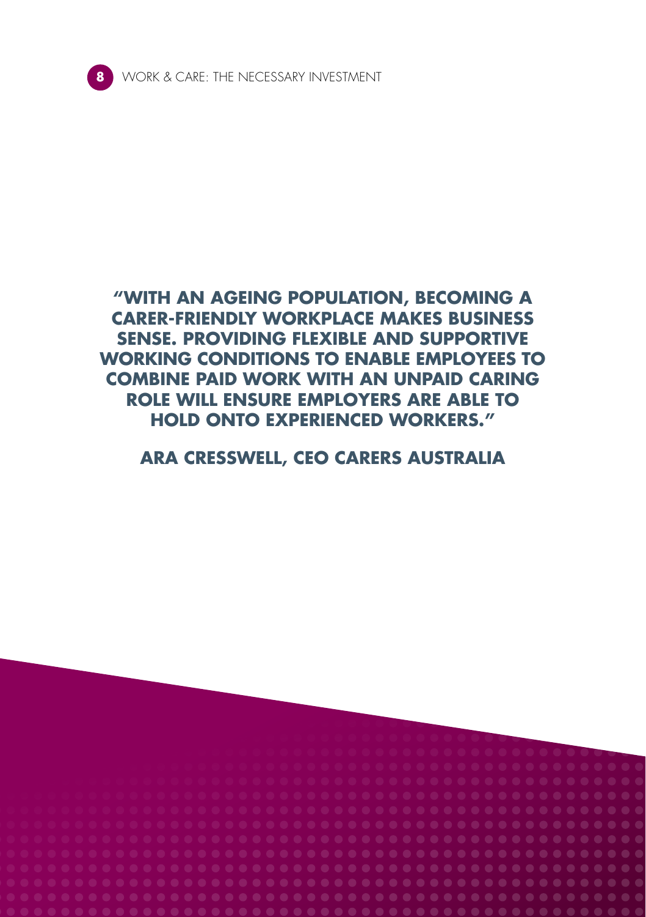**"WITH AN AGEING POPULATION, BECOMING A CARER-FRIENDLY WORKPLACE MAKES BUSINESS SENSE. PROVIDING FLEXIBLE AND SUPPORTIVE WORKING CONDITIONS TO ENABLE EMPLOYEES TO COMBINE PAID WORK WITH AN UNPAID CARING ROLE WILL ENSURE EMPLOYERS ARE ABLE TO HOLD ONTO EXPERIENCED WORKERS."**

**ARA CRESSWELL, CEO CARERS AUSTRALIA**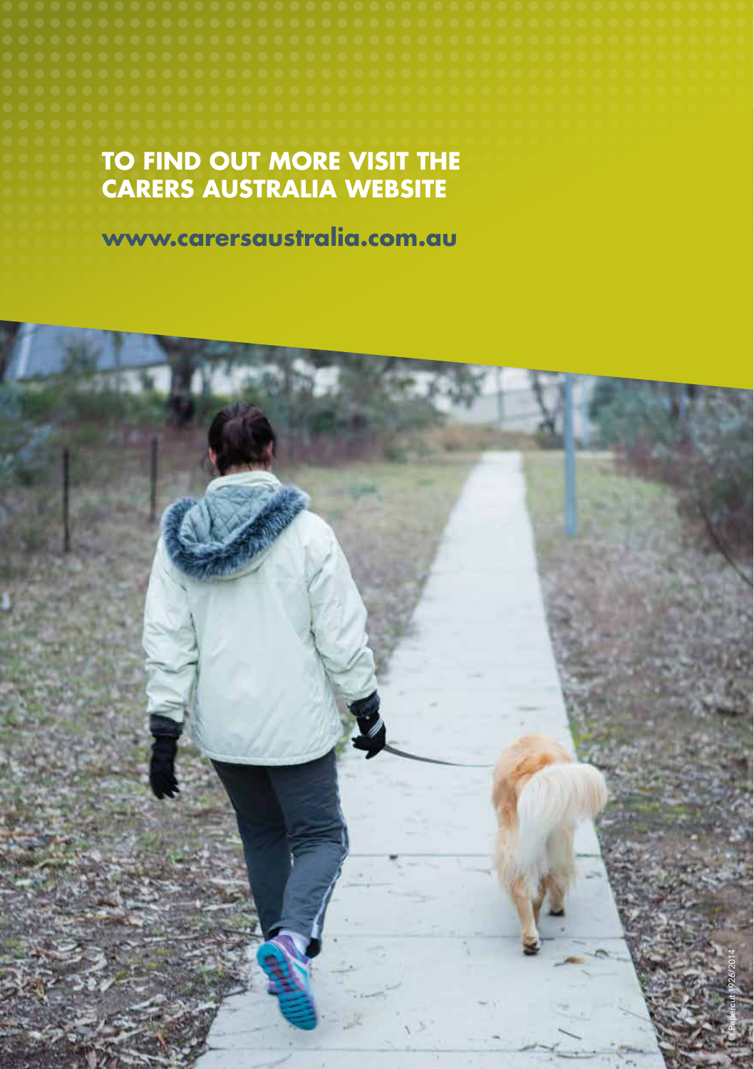# TO FIND OUT MORE VISIT THE CARERS AUSTRALIA WEBSITE

**www.carersaustralia.com.au**

© Papercut 1926/2014